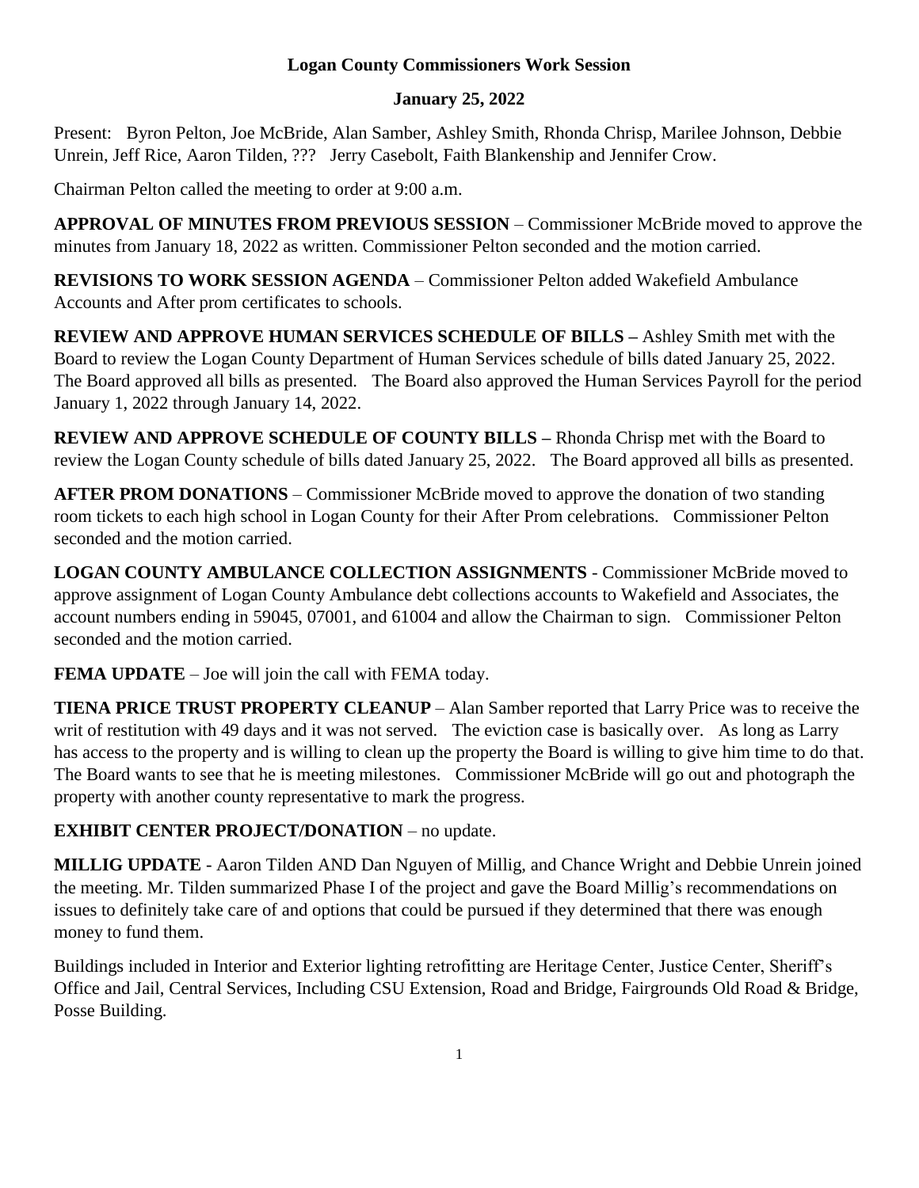# Logan County Commissioners Work Session

## January 25, 2022

Present: Byron Pelton, Joe McBride, Alan Samber, Ashley Smith, Rhonda Chrisp, Marilee Johnson, Debbie Unrein, Jeff Rice, Aaron Tilden, ??? Jerry Casebolt, Faith Blankenship and Jennifer Crow.

Chairman Pelton called the meeting to order at 9:00 a.m.

**APPROVAL OF MINUTES FROM PREVIOUS SESSION** – Commissioner McBride moved to approve the minutes from January 18, 2022 as written. Commissioner Pelton seconded and the motion carried.

**REVISIONS TO WORK SESSION AGENDA** – Commissioner Pelton added Wakefield Ambulance Accounts and After prom certificates to schools.

**REVIEW AND APPROVE HUMAN SERVICES SCHEDULE OF BILLS –** Ashley Smith met with the Board to review the Logan County Department of Human Services schedule of bills dated January 25, 2022. The Board approved all bills as presented. The Board also approved the Human Services Payroll for the period January 1, 2022 through January 14, 2022.

**REVIEW AND APPROVE SCHEDULE OF COUNTY BILLS –** Rhonda Chrisp met with the Board to review the Logan County schedule of bills dated January 25, 2022. The Board approved all bills as presented.

**AFTER PROM DONATIONS** – Commissioner McBride moved to approve the donation of two standing room tickets to each high school in Logan County for their After Prom celebrations. Commissioner Pelton seconded and the motion carried.

**LOGAN COUNTY AMBULANCE COLLECTION ASSIGNMENTS** - Commissioner McBride moved to approve assignment of Logan County Ambulance debt collections accounts to Wakefield and Associates, the account numbers ending in 59045, 07001, and 61004 and allow the Chairman to sign. Commissioner Pelton seconded and the motion carried.

**FEMA UPDATE** – Joe will join the call with FEMA today.

**TIENA PRICE TRUST PROPERTY CLEANUP** – Alan Samber reported that Larry Price was to receive the writ of restitution with 49 days and it was not served. The eviction case is basically over. As long as Larry has access to the property and is willing to clean up the property the Board is willing to give him time to do that. The Board wants to see that he is meeting milestones. Commissioner McBride will go out and photograph the property with another county representative to mark the progress.

**EXHIBIT CENTER PROJECT/DONATION** – no update.

**MILLIG UPDATE** - Aaron Tilden AND Dan Nguyen of Millig, and Chance Wright and Debbie Unrein joined the meeting. Mr. Tilden summarized Phase I of the project and gave the Board Millig's recommendations on issues to definitely take care of and options that could be pursued if they determined that there was enough money to fund them.

Buildings included in Interior and Exterior lighting retrofitting are Heritage Center, Justice Center, Sheriff's Office and Jail, Central Services, Including CSU Extension, Road and Bridge, Fairgrounds Old Road & Bridge, Posse Building.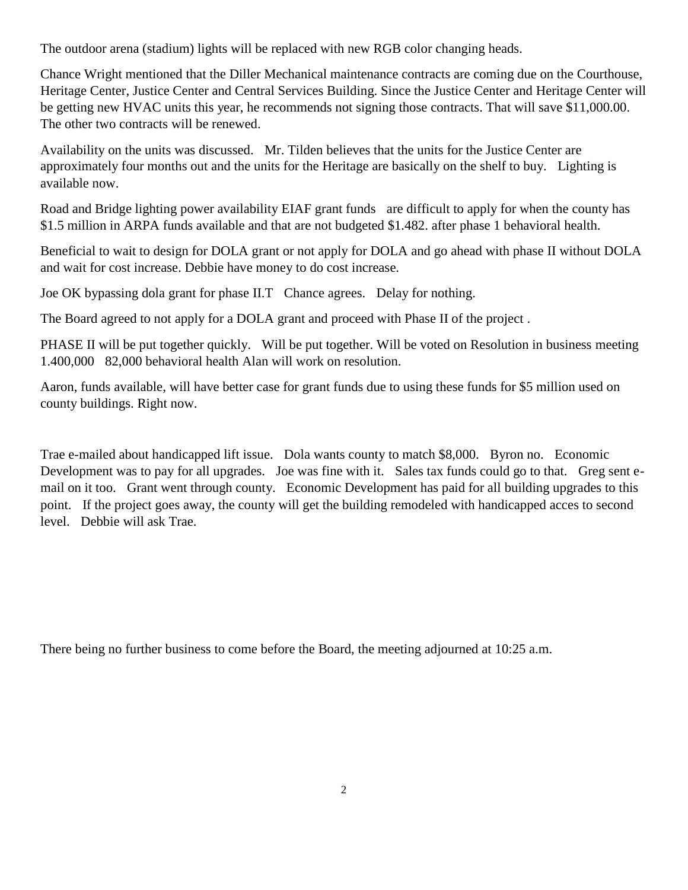The outdoor arena (stadium) lights will be replaced with new RGB color changing heads.

Chance Wright mentioned that the Diller Mechanical maintenance contracts are coming due on the Courthouse, Heritage Center, Justice Center and Central Services Building. Since the Justice Center and Heritage Center will be getting new HVAC units this year, he recommends not signing those contracts. That will save $11,000.00. The other two contracts will be renewed.

Availability on the units was discussed. Mr. Tilden believes that the units for the Justice Center are approximately four months out and the units for the Heritage are basically on the shelf to buy. Lighting is available now.

Road and Bridge lighting power availability EIAF grant funds are difficult to apply for when the county has $1.5 million in ARPA funds available and that are not budgeted $1.482. after phase 1 behavioral health.

Beneficial to wait to design for DOLA grant or not apply for DOLA and go ahead with phase II without DOLA and wait for cost increase. Debbie have money to do cost increase.

Joe OK bypassing dola grant for phase II.T Chance agrees. Delay for nothing.

The Board agreed to not apply for a DOLA grant and proceed with Phase II of the project .

PHASE II will be put together quickly. Will be put together. Will be voted on Resolution in business meeting 1.400,000 82,000 behavioral health Alan will work on resolution.

Aaron, funds available, will have better case for grant funds due to using these funds for $5 million used on county buildings. Right now.

Trae e-mailed about handicapped lift issue. Dola wants county to match $8,000. Byron no. Economic Development was to pay for all upgrades. Joe was fine with it. Sales tax funds could go to that. Greg sent e-mail on it too. Grant went through county. Economic Development has paid for all building upgrades to this point. If the project goes away, the county will get the building remodeled with handicapped acces to second level. Debbie will ask Trae.

There being no further business to come before the Board, the meeting adjourned at 10:25 a.m.